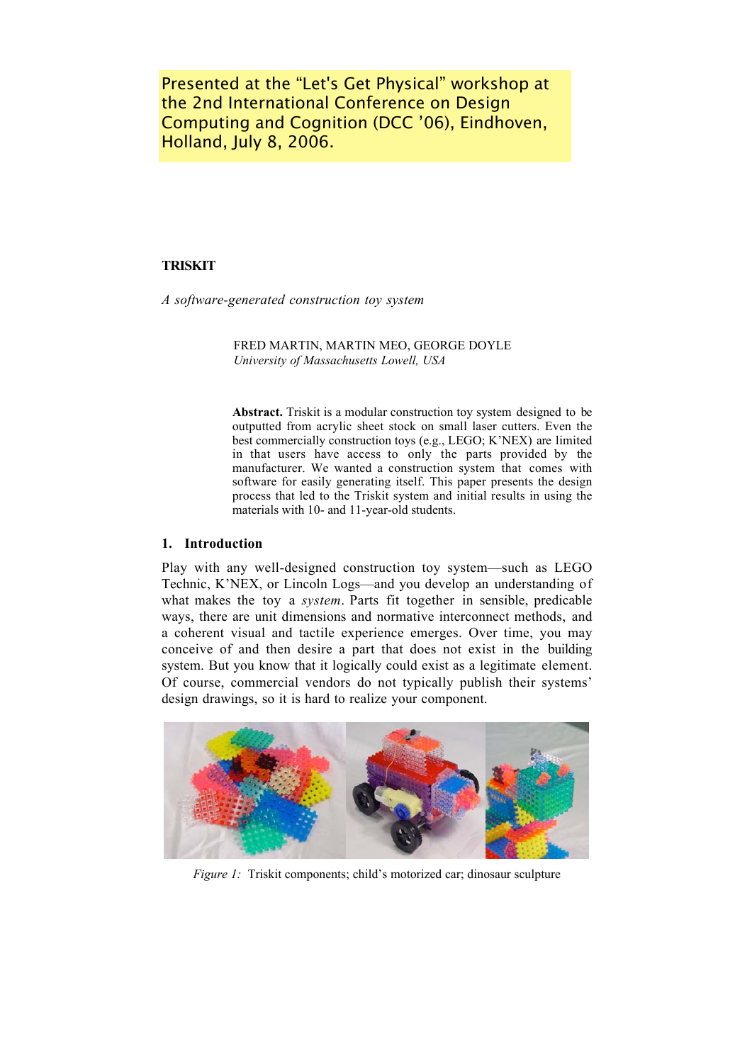Presented at the "Let's Get Physical" workshop at the 2nd International Conference on Design Computing and Cognition (DCC '06), Eindhoven, Holland, July 8, 2006.

# TRISKIT

*A software-generated construction toy system*

FRED MARTIN, MARTIN MEO, GEORGE DOYLE
*University of Massachusetts Lowell, USA*

**Abstract.** Triskit is a modular construction toy system designed to be outputted from acrylic sheet stock on small laser cutters. Even the best commercially construction toys (e.g., LEGO; K'NEX) are limited in that users have access to only the parts provided by the manufacturer. We wanted a construction system that comes with software for easily generating itself. This paper presents the design process that led to the Triskit system and initial results in using the materials with 10- and 11-year-old students.

## 1. Introduction

Play with any well-designed construction toy system—such as LEGO Technic, K'NEX, or Lincoln Logs—and you develop an understanding of what makes the toy a *system*. Parts fit together in sensible, predicable ways, there are unit dimensions and normative interconnect methods, and a coherent visual and tactile experience emerges. Over time, you may conceive of and then desire a part that does not exist in the building system. But you know that it logically could exist as a legitimate element. Of course, commercial vendors do not typically publish their systems' design drawings, so it is hard to realize your component.

*Figure 1:* Triskit components; child's motorized car; dinosaur sculpture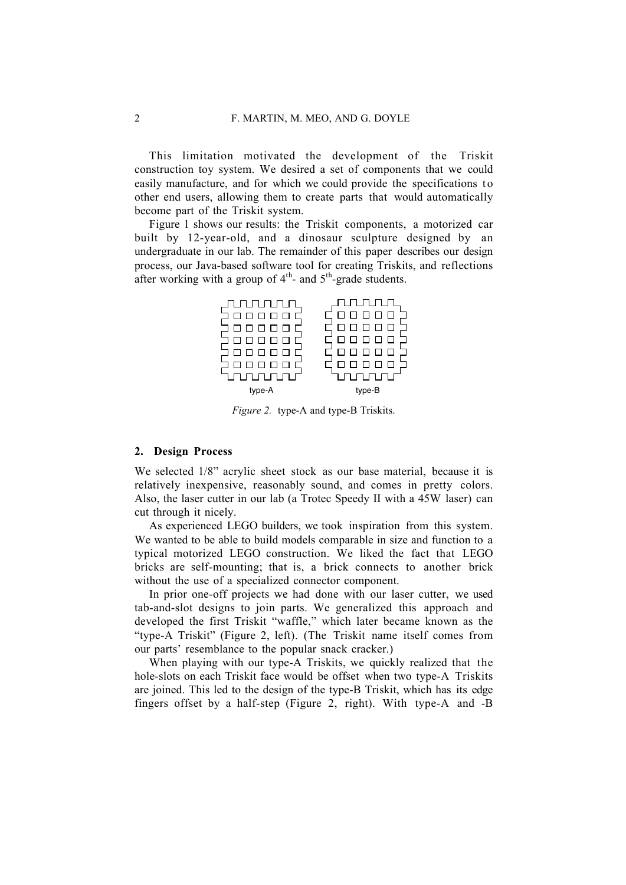This limitation motivated the development of the Triskit construction toy system. We desired a set of components that we could easily manufacture, and for which we could provide the specifications to other end users, allowing them to create parts that would automatically become part of the Triskit system.

Figure 1 shows our results: the Triskit components, a motorized car built by 12-year-old, and a dinosaur sculpture designed by an undergraduate in our lab. The remainder of this paper describes our design process, our Java-based software tool for creating Triskits, and reflections after working with a group of 4th- and 5th-grade students.

type-A type-B

*Figure 2.* type-A and type-B Triskits.

## 2. Design Process

We selected 1/8" acrylic sheet stock as our base material, because it is relatively inexpensive, reasonably sound, and comes in pretty colors. Also, the laser cutter in our lab (a Trotec Speedy II with a 45W laser) can cut through it nicely.

As experienced LEGO builders, we took inspiration from this system. We wanted to be able to build models comparable in size and function to a typical motorized LEGO construction. We liked the fact that LEGO bricks are self-mounting; that is, a brick connects to another brick without the use of a specialized connector component.

In prior one-off projects we had done with our laser cutter, we used tab-and-slot designs to join parts. We generalized this approach and developed the first Triskit "waffle," which later became known as the "type-A Triskit" (Figure 2, left). (The Triskit name itself comes from our parts' resemblance to the popular snack cracker.)

When playing with our type-A Triskits, we quickly realized that the hole-slots on each Triskit face would be offset when two type-A Triskits are joined. This led to the design of the type-B Triskit, which has its edge fingers offset by a half-step (Figure 2, right). With type-A and -B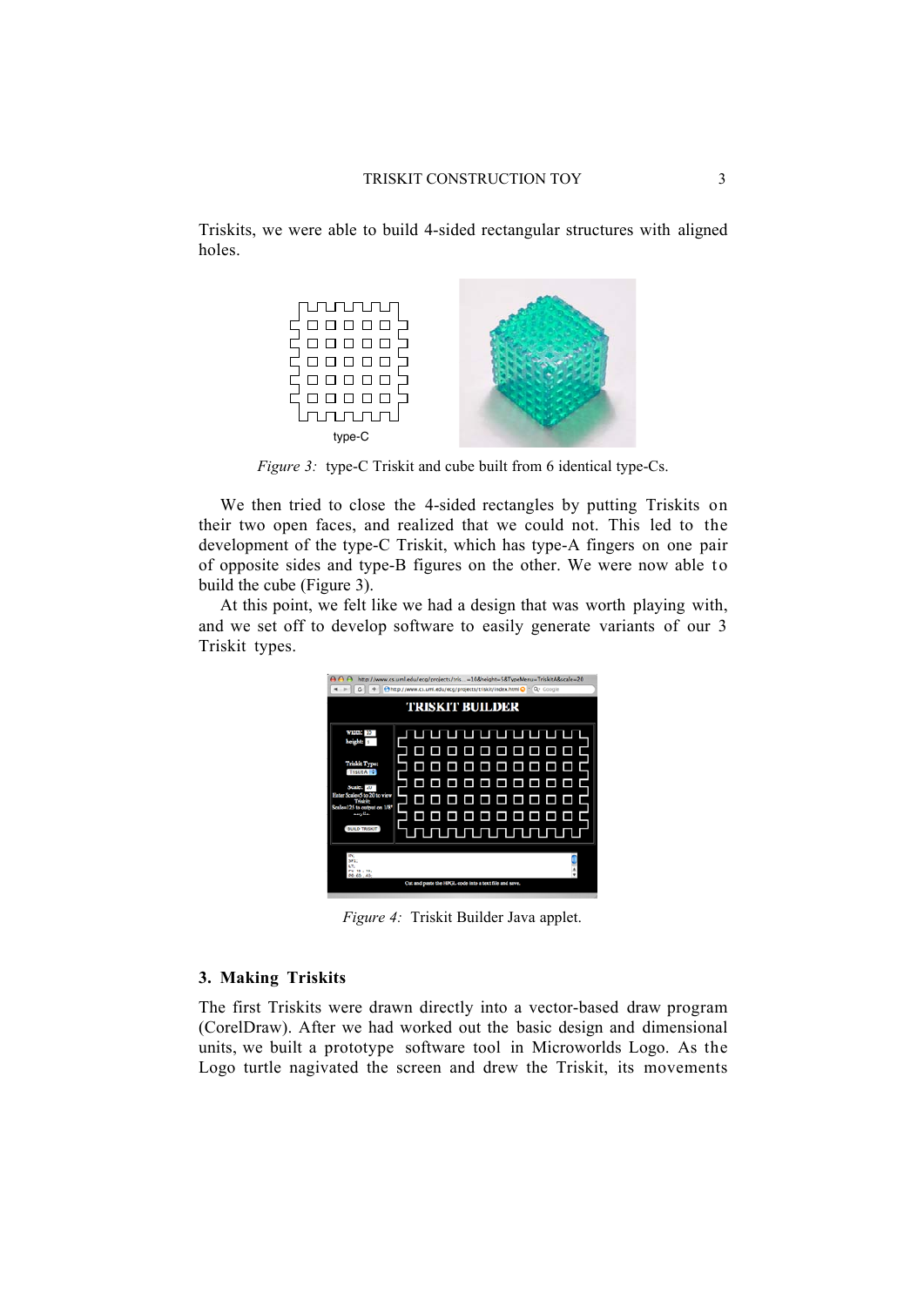Triskits, we were able to build 4-sided rectangular structures with aligned holes.

*Figure 3:* type-C Triskit and cube built from 6 identical type-Cs.

We then tried to close the 4-sided rectangles by putting Triskits on their two open faces, and realized that we could not. This led to the development of the type-C Triskit, which has type-A fingers on one pair of opposite sides and type-B figures on the other. We were now able to build the cube (Figure 3).

At this point, we felt like we had a design that was worth playing with, and we set off to develop software to easily generate variants of our 3 Triskit types.

*Figure 4:* Triskit Builder Java applet.

### 3. Making Triskits

The first Triskits were drawn directly into a vector-based draw program (CorelDraw). After we had worked out the basic design and dimensional units, we built a prototype software tool in Microworlds Logo. As the Logo turtle nagivated the screen and drew the Triskit, its movements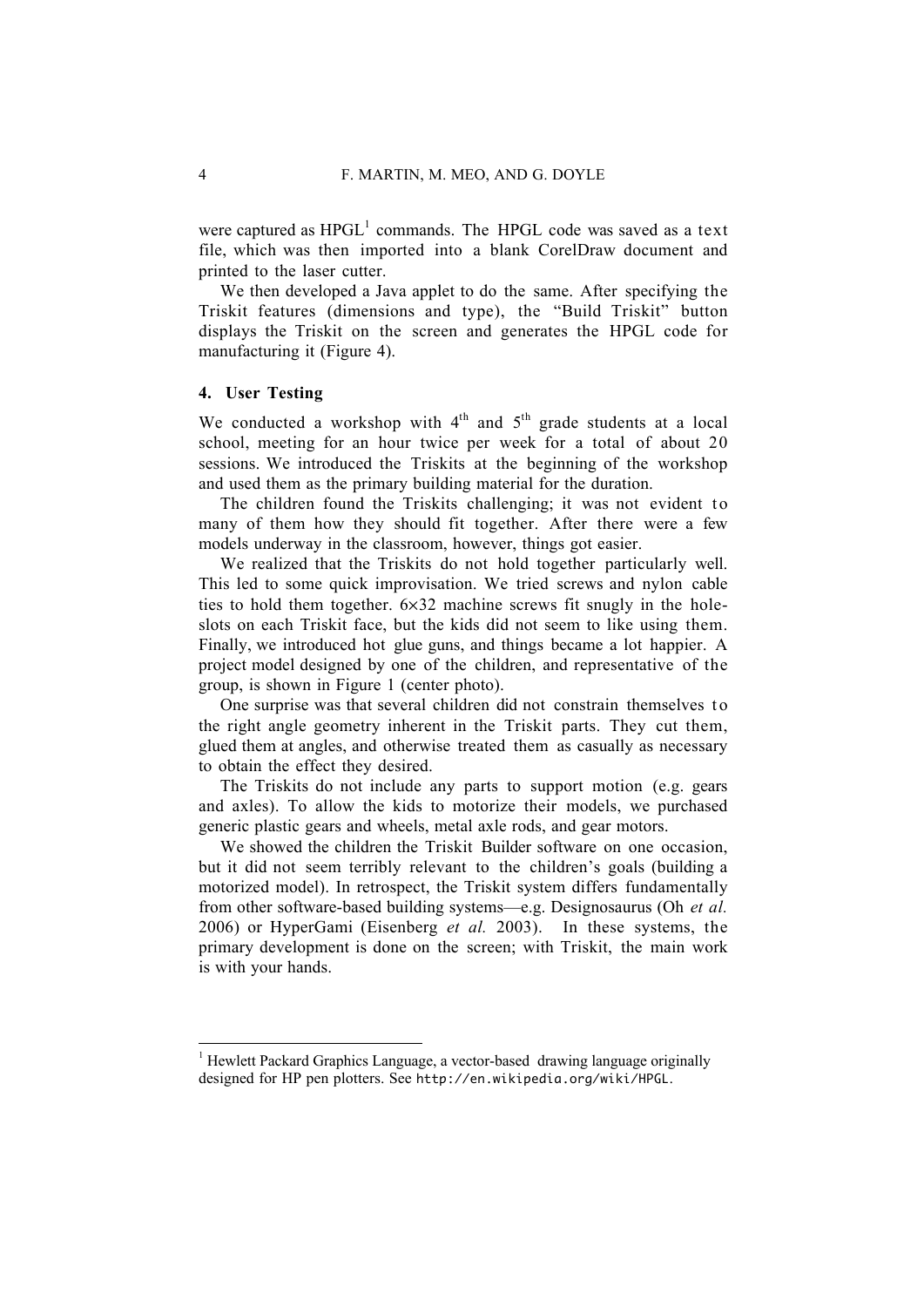were captured as HPGL[1] commands. The HPGL code was saved as a text file, which was then imported into a blank CorelDraw document and printed to the laser cutter.

We then developed a Java applet to do the same. After specifying the Triskit features (dimensions and type), the "Build Triskit" button displays the Triskit on the screen and generates the HPGL code for manufacturing it (Figure 4).

## 4. User Testing

We conducted a workshop with 4th and 5th grade students at a local school, meeting for an hour twice per week for a total of about 20 sessions. We introduced the Triskits at the beginning of the workshop and used them as the primary building material for the duration.

The children found the Triskits challenging; it was not evident to many of them how they should fit together. After there were a few models underway in the classroom, however, things got easier.

We realized that the Triskits do not hold together particularly well. This led to some quick improvisation. We tried screws and nylon cable ties to hold them together. $6\times32$ machine screws fit snugly in the hole-slots on each Triskit face, but the kids did not seem to like using them. Finally, we introduced hot glue guns, and things became a lot happier. A project model designed by one of the children, and representative of the group, is shown in Figure 1 (center photo).

One surprise was that several children did not constrain themselves to the right angle geometry inherent in the Triskit parts. They cut them, glued them at angles, and otherwise treated them as casually as necessary to obtain the effect they desired.

The Triskits do not include any parts to support motion (e.g. gears and axles). To allow the kids to motorize their models, we purchased generic plastic gears and wheels, metal axle rods, and gear motors.

We showed the children the Triskit Builder software on one occasion, but it did not seem terribly relevant to the children's goals (building a motorized model). In retrospect, the Triskit system differs fundamentally from other software-based building systems—e.g. Designosaurus (Oh *et al.* 2006) or HyperGami (Eisenberg *et al.* 2003). In these systems, the primary development is done on the screen; with Triskit, the main work is with your hands.

---

[1] Hewlett Packard Graphics Language, a vector-based drawing language originally designed for HP pen plotters. See http://en.wikipedia.org/wiki/HPGL.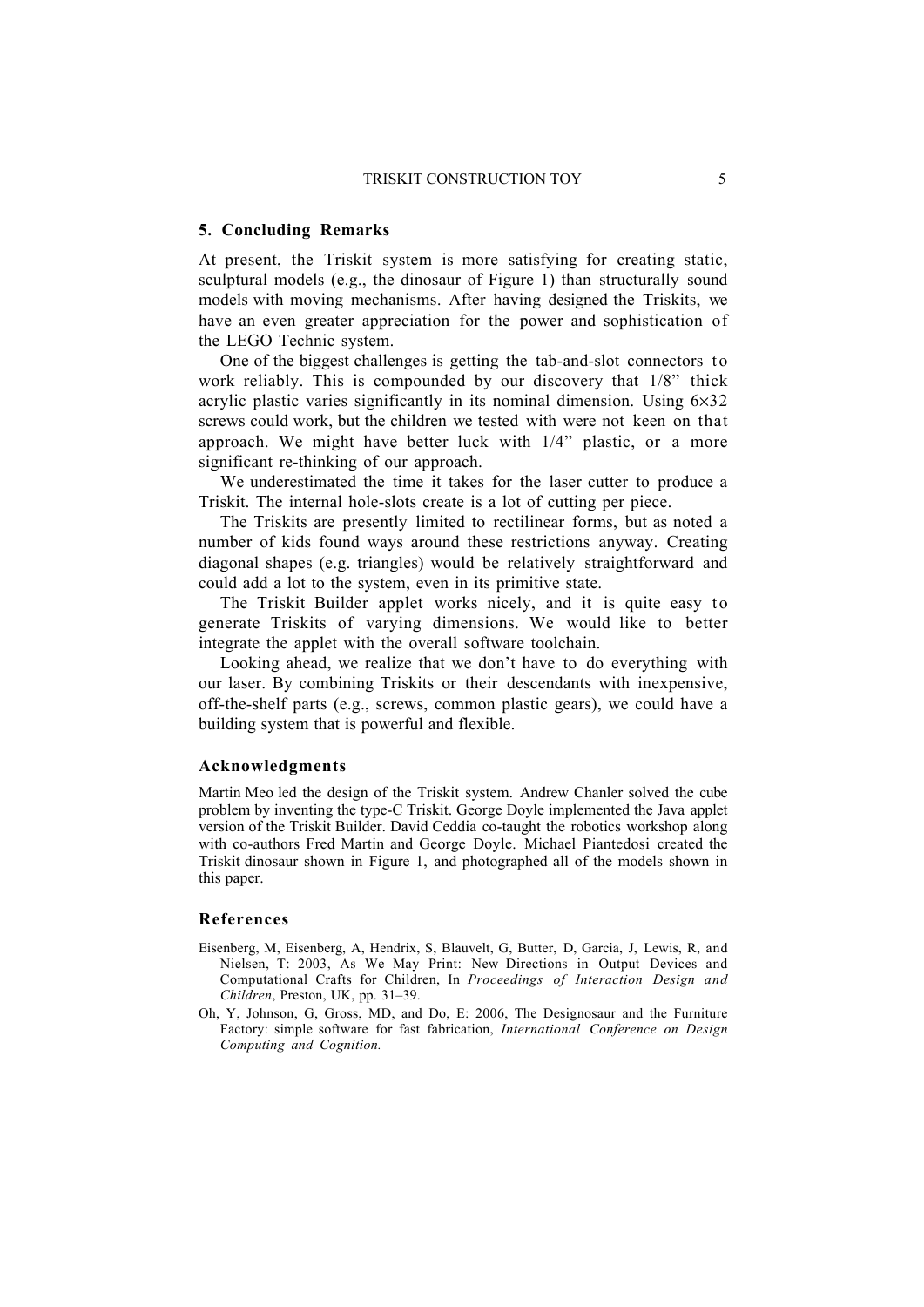## 5. Concluding Remarks

At present, the Triskit system is more satisfying for creating static, sculptural models (e.g., the dinosaur of Figure 1) than structurally sound models with moving mechanisms. After having designed the Triskits, we have an even greater appreciation for the power and sophistication of the LEGO Technic system.

One of the biggest challenges is getting the tab-and-slot connectors to work reliably. This is compounded by our discovery that 1/8" thick acrylic plastic varies significantly in its nominal dimension. Using 6×32 screws could work, but the children we tested with were not keen on that approach. We might have better luck with 1/4" plastic, or a more significant re-thinking of our approach.

We underestimated the time it takes for the laser cutter to produce a Triskit. The internal hole-slots create is a lot of cutting per piece.

The Triskits are presently limited to rectilinear forms, but as noted a number of kids found ways around these restrictions anyway. Creating diagonal shapes (e.g. triangles) would be relatively straightforward and could add a lot to the system, even in its primitive state.

The Triskit Builder applet works nicely, and it is quite easy to generate Triskits of varying dimensions. We would like to better integrate the applet with the overall software toolchain.

Looking ahead, we realize that we don't have to do everything with our laser. By combining Triskits or their descendants with inexpensive, off-the-shelf parts (e.g., screws, common plastic gears), we could have a building system that is powerful and flexible.

### Acknowledgments

Martin Meo led the design of the Triskit system. Andrew Chanler solved the cube problem by inventing the type-C Triskit. George Doyle implemented the Java applet version of the Triskit Builder. David Ceddia co-taught the robotics workshop along with co-authors Fred Martin and George Doyle. Michael Piantedosi created the Triskit dinosaur shown in Figure 1, and photographed all of the models shown in this paper.

### References

Eisenberg, M, Eisenberg, A, Hendrix, S, Blauvelt, G, Butter, D, Garcia, J, Lewis, R, and Nielsen, T: 2003, As We May Print: New Directions in Output Devices and Computational Crafts for Children, In *Proceedings of Interaction Design and Children*, Preston, UK, pp. 31–39.

Oh, Y, Johnson, G, Gross, MD, and Do, E: 2006, The Designosaur and the Furniture Factory: simple software for fast fabrication, *International Conference on Design Computing and Cognition.*